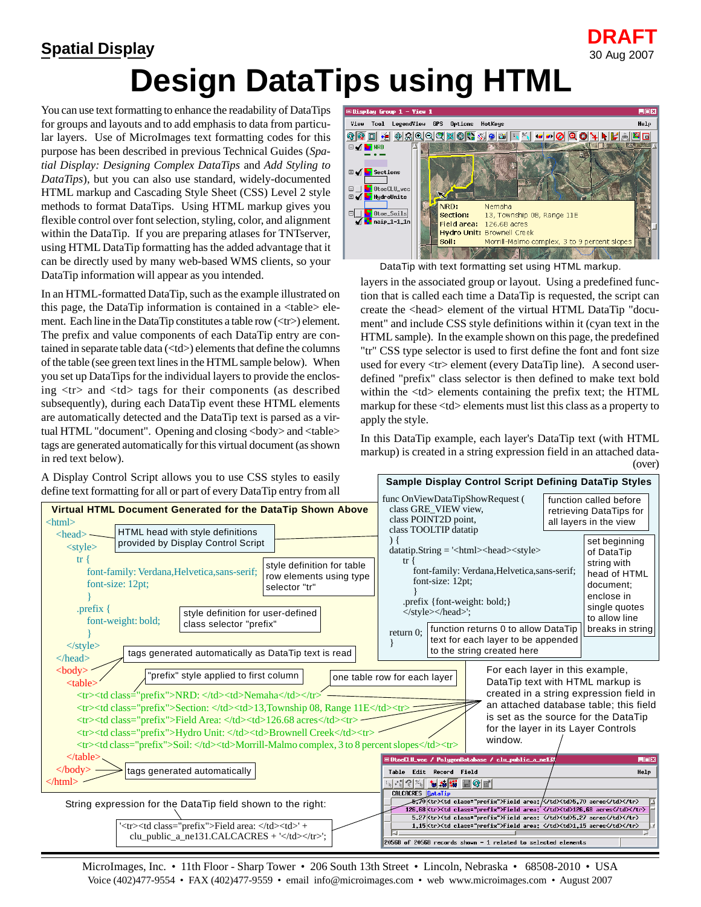**Spatial Display**

**DRAFT**
30 Aug 2007

# Design DataTips using HTML

You can use text formatting to enhance the readability of DataTips for groups and layouts and to add emphasis to data from particular layers. Use of MicroImages text formatting codes for this purpose has been described in previous Technical Guides (*Spatial Display: Designing Complex DataTips* and *Add Styling to DataTips*), but you can also use standard, widely-documented HTML markup and Cascading Style Sheet (CSS) Level 2 style methods to format DataTips. Using HTML markup gives you flexible control over font selection, styling, color, and alignment within the DataTip. If you are preparing atlases for TNTserver, using HTML DataTip formatting has the added advantage that it can be directly used by many web-based WMS clients, so your DataTip information will appear as you intended.

In an HTML-formatted DataTip, such as the example illustrated on this page, the DataTip information is contained in a <table> element. Each line in the DataTip constitutes a table row (<tr>) element. The prefix and value components of each DataTip entry are contained in separate table data (<td>) elements that define the columns of the table (see green text lines in the HTML sample below). When you set up DataTips for the individual layers to provide the enclosing <tr> and <td> tags for their components (as described subsequently), during each DataTip event these HTML elements are automatically detected and the DataTip text is parsed as a virtual HTML "document". Opening and closing <body> and <table> tags are generated automatically for this virtual document (as shown in red text below).

A Display Control Script allows you to use CSS styles to easily define text formatting for all or part of every DataTip entry from all layers in the associated group or layout. Using a predefined function that is called each time a DataTip is requested, the script can create the <head> element of the virtual HTML DataTip "document" and include CSS style definitions within it (cyan text in the HTML sample). In the example shown on this page, the predefined "tr" CSS type selector is used to first define the font and font size used for every <tr> element (every DataTip line). A second user-defined "prefix" class selector is then defined to make text bold within the <td> elements containing the prefix text; the HTML markup for these <td> elements must list this class as a property to apply the style.

In this DataTip example, each layer's DataTip text (with HTML markup) is created in a string expression field in an attached database table; this field is the source for the DataTip for the layer in its Layer Controls window.

(over)

DataTip with text formatting set using HTML markup.

**Virtual HTML Document Generated for the DataTip Shown Above**

```
<html>
  <head>                      ← HTML head with style definitions provided by Display Control Script
    <style>
      tr {                    ← style definition for table row elements using type selector "tr"
        font-family: Verdana,Helvetica,sans-serif;
        font-size: 12pt;
        }
      .prefix {               ← style definition for user-defined class selector "prefix"
        font-weight: bold;
        }
    </style>
  </head>
  <body>                      ← tags generated automatically as DataTip text is read
    <table>                   ← "prefix" style applied to first column; one table row for each layer
      <tr><td class="prefix">NRD: </td><td>Nemaha</td></tr>
      <tr><td class="prefix">Section: </td><td>13,Township 08, Range 11E</td><tr>
      <tr><td class="prefix">Field Area: </td><td>126.68 acres</td><tr>
      <tr><td class="prefix">Hydro Unit: </td><td>Brownell Creek</td><tr>
      <tr><td class="prefix">Soil: </td><td>Morrill-Malmo complex, 3 to 8 percent slopes</td><tr>
    </table>
  </body>                     ← tags generated automatically
</html>
```

**Sample Display Control Script Defining DataTip Styles**

```
func OnViewDataTipShowRequest (       ← function called before retrieving DataTips for all layers in the view
  class GRE_VIEW view,
  class POINT2D point,
  class TOOLTIP datatip
  ) {
  datatip.String = '<html><head><style>   ← set beginning of DataTip string with head of HTML document; enclose in single quotes to allow line breaks in string
    tr {
      font-family: Verdana,Helvetica,sans-serif;
      font-size: 12pt;
      }
    .prefix {font-weight: bold;}
    </style></head>';
  return 0;                          ← function returns 0 to allow DataTip text for each layer to be appended to the string created here
  }
```

For each layer in this example, DataTip text with HTML markup is created in a string expression field in an attached database table; this field is the source for the DataTip for the layer in its Layer Controls window.

String expression for the DataTip field shown to the right:

```
'<tr><td class="prefix">Field area: </td><td>' +
  clu_public_ne131.CALCACRES + '</td></tr>';
```

MicroImages, Inc. • 11th Floor - Sharp Tower • 206 South 13th Street • Lincoln, Nebraska • 68508-2010 • USA
Voice (402)477-9554 • FAX (402)477-9559 • email info@microimages.com • web www.microimages.com • August 2007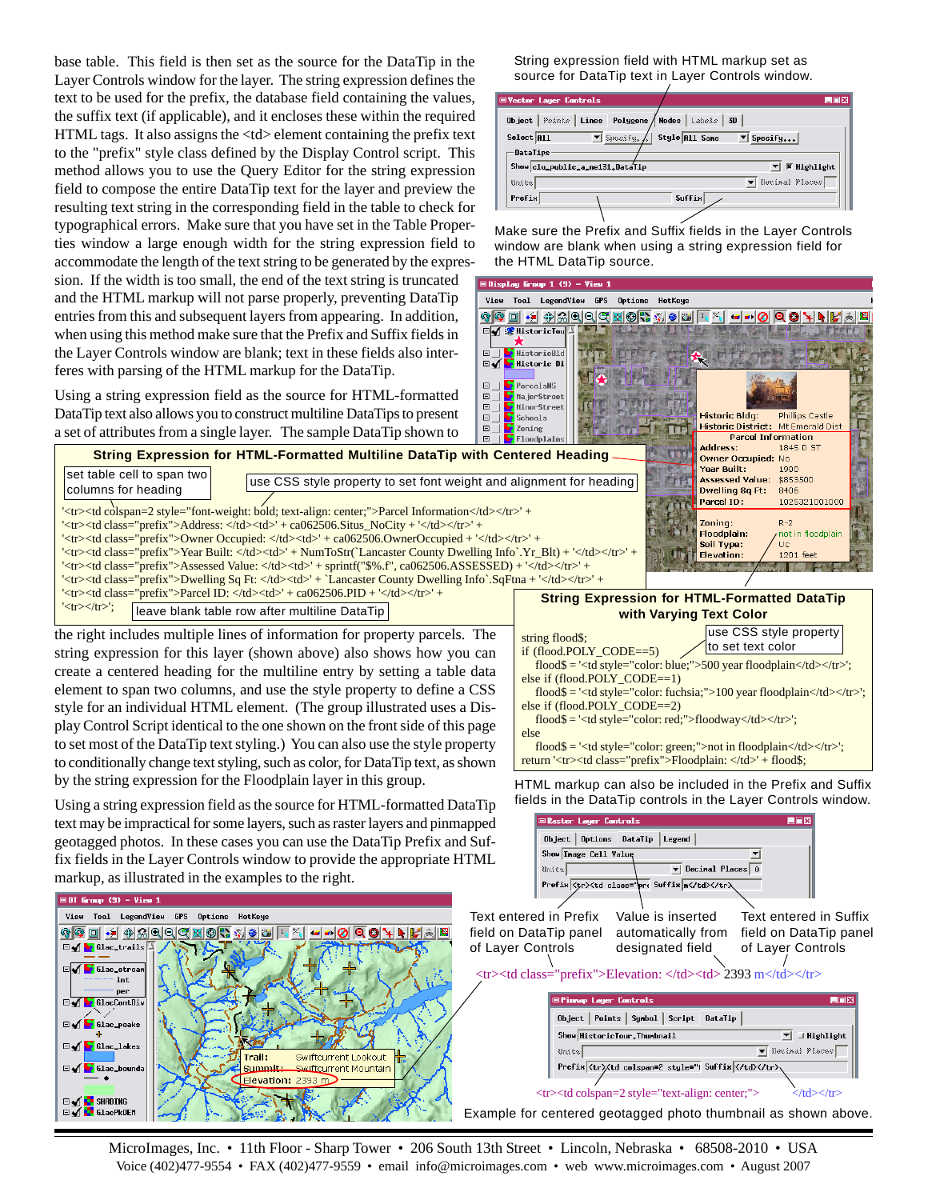base table. This field is then set as the source for the DataTip in the Layer Controls window for the layer. The string expression defines the text to be used for the prefix, the database field containing the values, the suffix text (if applicable), and it encloses these within the required HTML tags. It also assigns the <td> element containing the prefix text to the "prefix" style class defined by the Display Control script. This method allows you to use the Query Editor for the string expression field to compose the entire DataTip text for the layer and preview the resulting text string in the corresponding field in the table to check for typographical errors. Make sure that you have set in the Table Properties window a large enough width for the string expression field to accommodate the length of the text string to be generated by the expression. If the width is too small, the end of the text string is truncated and the HTML markup will not parse properly, preventing DataTip entries from this and subsequent layers from appearing. In addition, when using this method make sure that the Prefix and Suffix fields in the Layer Controls window are blank; text in these fields also interferes with parsing of the HTML markup for the DataTip.

Using a string expression field as the source for HTML-formatted DataTip text also allows you to construct multiline DataTips to present a set of attributes from a single layer. The sample DataTip shown to the right includes multiple lines of information for property parcels. The string expression for this layer (shown above) also shows how you can create a centered heading for the multiline entry by setting a table data element to span two columns, and use the style property to define a CSS style for an individual HTML element. (The group illustrated uses a Display Control Script identical to the one shown on the front side of this page to set most of the DataTip text styling.) You can also use the style property to conditionally change text styling, such as color, for DataTip text, as shown by the string expression for the Floodplain layer in this group.

Using a string expression field as the source for HTML-formatted DataTip text may be impractical for some layers, such as raster layers and pinmapped geotagged photos. In these cases you can use the DataTip Prefix and Suffix fields in the Layer Controls window to provide the appropriate HTML markup, as illustrated in the examples to the right.

String expression field with HTML markup set as source for DataTip text in Layer Controls window.

Make sure the Prefix and Suffix fields in the Layer Controls window are blank when using a string expression field for the HTML DataTip source.

**String Expression for HTML-Formatted Multiline DataTip with Centered Heading**

set table cell to span two columns for heading

use CSS style property to set font weight and alignment for heading

```
'<tr><td colspan=2 style="font-weight: bold; text-align: center;">Parcel Information</td></tr>' +
'<tr><td class="prefix">Address: </td><td>' + ca062506.Situs_NoCity + '</td></tr>' +
'<tr><td class="prefix">Owner Occupied: </td><td>' + ca062506.OwnerOccupied + '</td></tr>' +
'<tr><td class="prefix">Year Built: </td><td>' + NumToStr(`Lancaster County Dwelling Info`.Yr_Blt) + '</td></tr>' +
'<tr><td class="prefix">Assessed Value: </td><td>' + sprintf("$%.f", ca062506.ASSESSED) + '</td></tr>' +
'<tr><td class="prefix">Dwelling Sq Ft: </td><td>' + `Lancaster County Dwelling Info`.SqFtna + '</td></tr>' +
'<tr><td class="prefix">Parcel ID: </td><td>' + ca062506.PID + '</td></tr>' +
'<tr></tr>';
```

leave blank table row after multiline DataTip

**String Expression for HTML-Formatted DataTip with Varying Text Color**

use CSS style property to set text color

```
string flood$;
if (flood.POLY_CODE==5)
    flood$ = '<td style="color: blue;">500 year floodplain</td></tr>';
else if (flood.POLY_CODE==1)
    flood$ = '<td style="color: fuchsia;">100 year floodplain</td></tr>';
else if (flood.POLY_CODE==2)
    flood$ = '<td style="color: red;">floodway</td></tr>';
else
    flood$ = '<td style="color: green;">not in floodplain</td></tr>';
return '<tr><td class="prefix">Floodplain: </td>' + flood$;
```

HTML markup can also be included in the Prefix and Suffix fields in the DataTip controls in the Layer Controls window.

Text entered in Prefix field on DataTip panel of Layer Controls

Value is inserted automatically from designated field

Text entered in Suffix field on DataTip panel of Layer Controls

<tr><td class="prefix">Elevation: </td><td> 2393 m</td></tr>

<tr><td colspan=2 style="text-align: center;"> </td></tr>

Example for centered geotagged photo thumbnail as shown above.

MicroImages, Inc. • 11th Floor - Sharp Tower • 206 South 13th Street • Lincoln, Nebraska • 68508-2010 • USA
Voice (402)477-9554 • FAX (402)477-9559 • email info@microimages.com • web www.microimages.com • August 2007